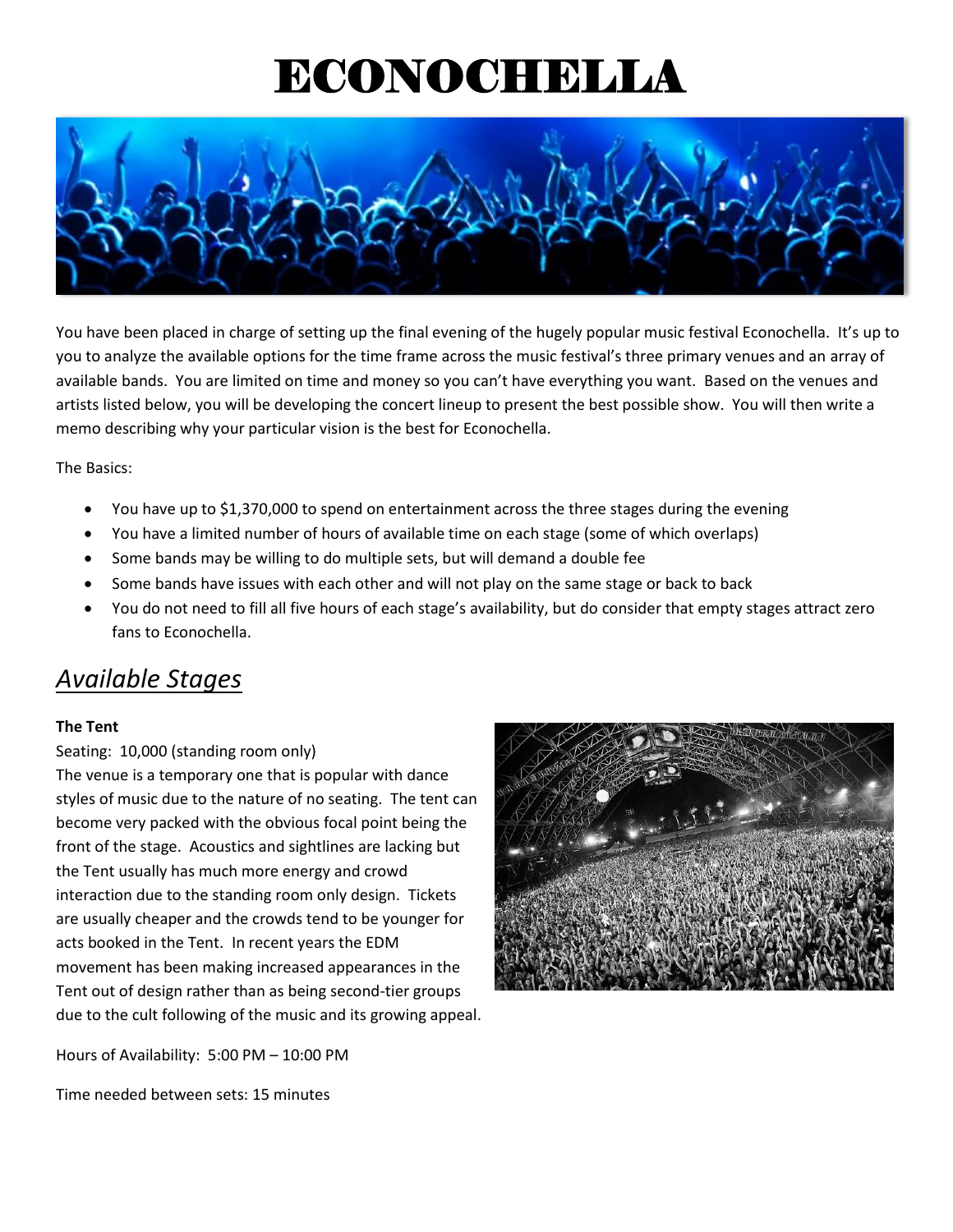# ECONOCHELLA

You have been placed in charge of setting up the final evening of the hugely popular music festival Econochella. It's up to you to analyze the available options for the time frame across the music festival's three primary venues and an array of available bands. You are limited on time and money so you can't have everything you want. Based on the venues and artists listed below, you will be developing the concert lineup to present the best possible show. You will then write a memo describing why your particular vision is the best for Econochella.

The Basics:

- You have up to $1,370,000 to spend on entertainment across the three stages during the evening
- You have a limited number of hours of available time on each stage (some of which overlaps)
- Some bands may be willing to do multiple sets, but will demand a double fee
- Some bands have issues with each other and will not play on the same stage or back to back
- You do not need to fill all five hours of each stage's availability, but do consider that empty stages attract zero fans to Econochella.

## *Available Stages*

**The Tent**

Seating: 10,000 (standing room only)

The venue is a temporary one that is popular with dance styles of music due to the nature of no seating. The tent can become very packed with the obvious focal point being the front of the stage. Acoustics and sightlines are lacking but the Tent usually has much more energy and crowd interaction due to the standing room only design. Tickets are usually cheaper and the crowds tend to be younger for acts booked in the Tent. In recent years the EDM movement has been making increased appearances in the Tent out of design rather than as being second-tier groups due to the cult following of the music and its growing appeal.

Hours of Availability: 5:00 PM – 10:00 PM

Time needed between sets: 15 minutes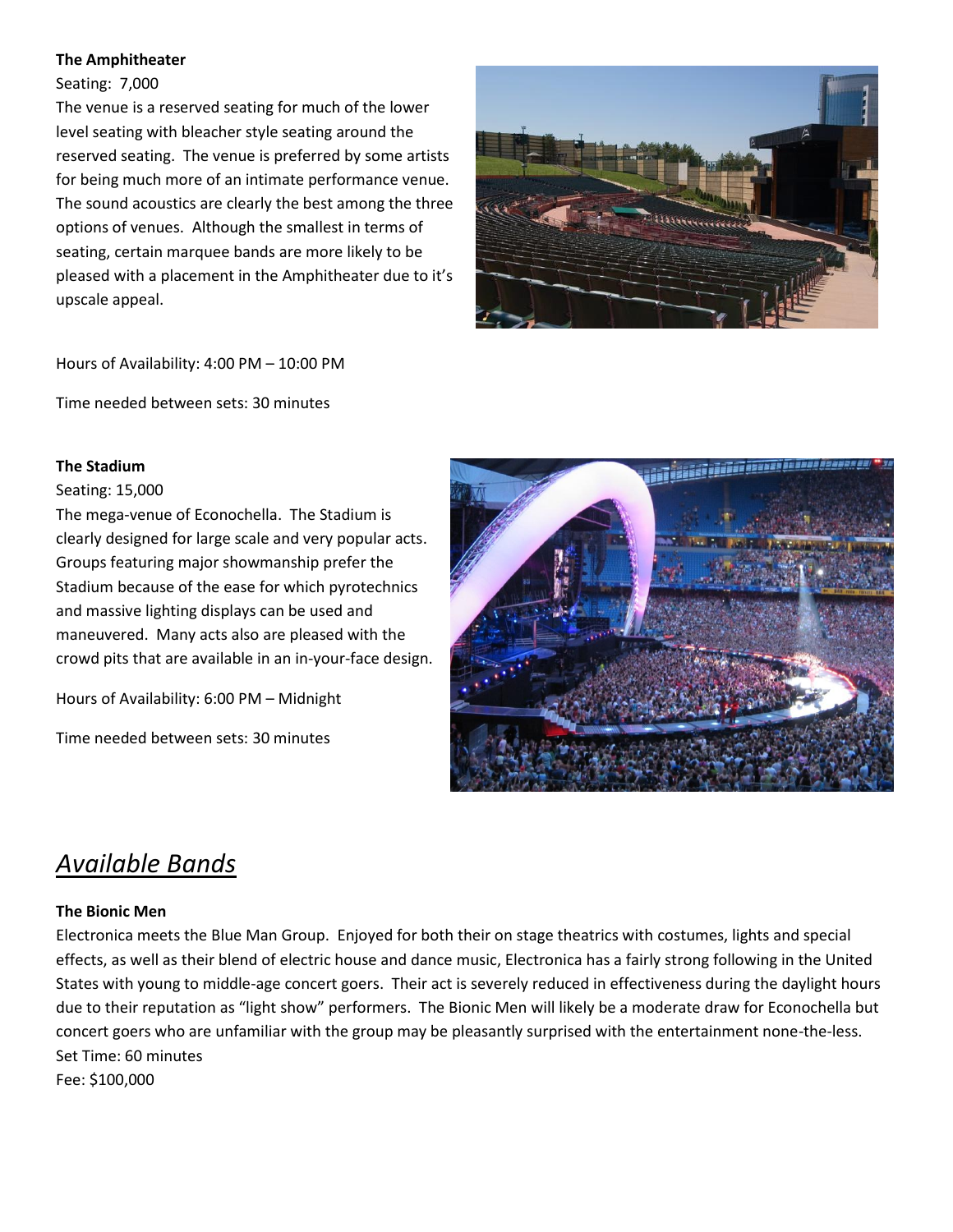**The Amphitheater**

Seating: 7,000

The venue is a reserved seating for much of the lower level seating with bleacher style seating around the reserved seating. The venue is preferred by some artists for being much more of an intimate performance venue. The sound acoustics are clearly the best among the three options of venues. Although the smallest in terms of seating, certain marquee bands are more likely to be pleased with a placement in the Amphitheater due to it's upscale appeal.

Hours of Availability: 4:00 PM – 10:00 PM

Time needed between sets: 30 minutes

**The Stadium**

Seating: 15,000

The mega-venue of Econochella. The Stadium is clearly designed for large scale and very popular acts. Groups featuring major showmanship prefer the Stadium because of the ease for which pyrotechnics and massive lighting displays can be used and maneuvered. Many acts also are pleased with the crowd pits that are available in an in-your-face design.

Hours of Availability: 6:00 PM – Midnight

Time needed between sets: 30 minutes

## *Available Bands*

**The Bionic Men**

Electronica meets the Blue Man Group. Enjoyed for both their on stage theatrics with costumes, lights and special effects, as well as their blend of electric house and dance music, Electronica has a fairly strong following in the United States with young to middle-age concert goers. Their act is severely reduced in effectiveness during the daylight hours due to their reputation as "light show" performers. The Bionic Men will likely be a moderate draw for Econochella but concert goers who are unfamiliar with the group may be pleasantly surprised with the entertainment none-the-less.

Set Time: 60 minutes

Fee: $100,000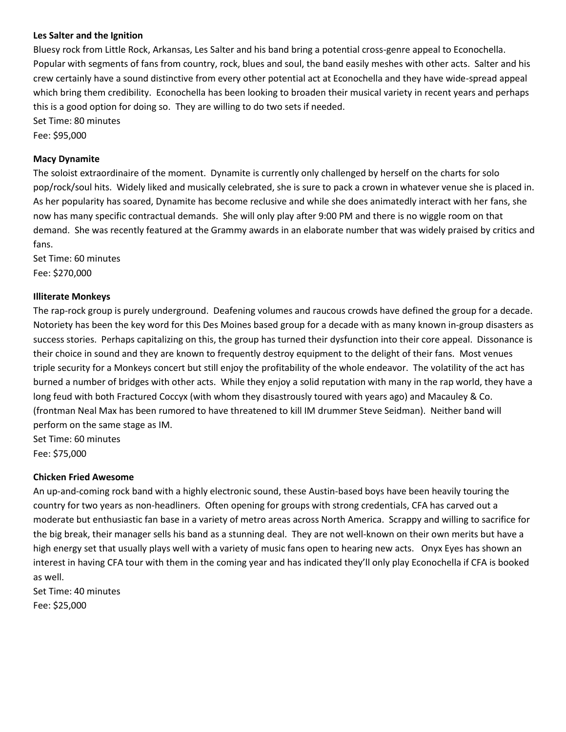**Les Salter and the Ignition**

Bluesy rock from Little Rock, Arkansas, Les Salter and his band bring a potential cross-genre appeal to Econochella. Popular with segments of fans from country, rock, blues and soul, the band easily meshes with other acts. Salter and his crew certainly have a sound distinctive from every other potential act at Econochella and they have wide-spread appeal which bring them credibility. Econochella has been looking to broaden their musical variety in recent years and perhaps this is a good option for doing so. They are willing to do two sets if needed.

Set Time: 80 minutes

Fee: $95,000

**Macy Dynamite**

The soloist extraordinaire of the moment. Dynamite is currently only challenged by herself on the charts for solo pop/rock/soul hits. Widely liked and musically celebrated, she is sure to pack a crown in whatever venue she is placed in. As her popularity has soared, Dynamite has become reclusive and while she does animatedly interact with her fans, she now has many specific contractual demands. She will only play after 9:00 PM and there is no wiggle room on that demand. She was recently featured at the Grammy awards in an elaborate number that was widely praised by critics and fans.

Set Time: 60 minutes

Fee: $270,000

**Illiterate Monkeys**

The rap-rock group is purely underground. Deafening volumes and raucous crowds have defined the group for a decade. Notoriety has been the key word for this Des Moines based group for a decade with as many known in-group disasters as success stories. Perhaps capitalizing on this, the group has turned their dysfunction into their core appeal. Dissonance is their choice in sound and they are known to frequently destroy equipment to the delight of their fans. Most venues triple security for a Monkeys concert but still enjoy the profitability of the whole endeavor. The volatility of the act has burned a number of bridges with other acts. While they enjoy a solid reputation with many in the rap world, they have a long feud with both Fractured Coccyx (with whom they disastrously toured with years ago) and Macauley & Co. (frontman Neal Max has been rumored to have threatened to kill IM drummer Steve Seidman). Neither band will perform on the same stage as IM.

Set Time: 60 minutes

Fee: $75,000

**Chicken Fried Awesome**

An up-and-coming rock band with a highly electronic sound, these Austin-based boys have been heavily touring the country for two years as non-headliners. Often opening for groups with strong credentials, CFA has carved out a moderate but enthusiastic fan base in a variety of metro areas across North America. Scrappy and willing to sacrifice for the big break, their manager sells his band as a stunning deal. They are not well-known on their own merits but have a high energy set that usually plays well with a variety of music fans open to hearing new acts. Onyx Eyes has shown an interest in having CFA tour with them in the coming year and has indicated they'll only play Econochella if CFA is booked as well.

Set Time: 40 minutes

Fee: $25,000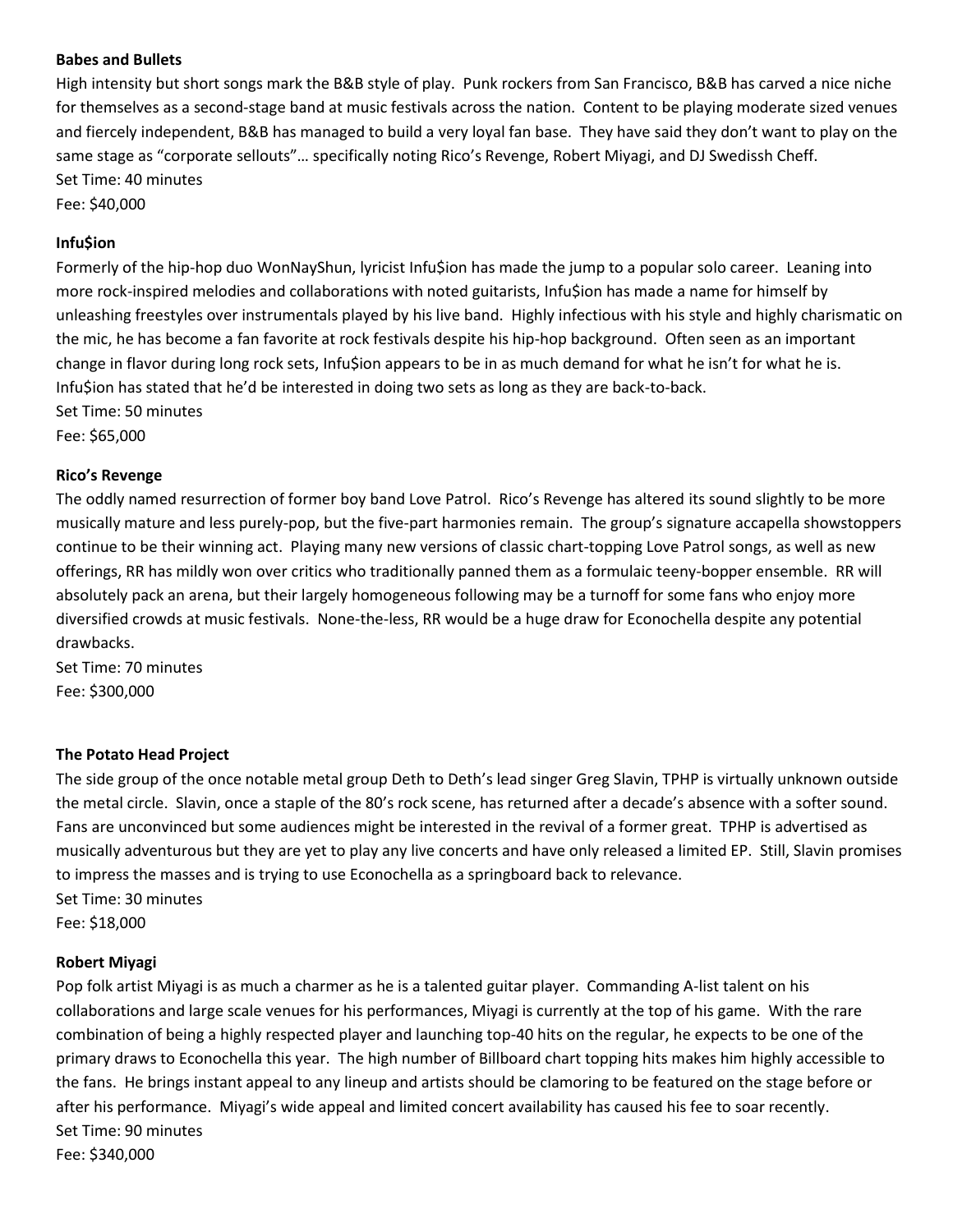**Babes and Bullets**

High intensity but short songs mark the B&B style of play. Punk rockers from San Francisco, B&B has carved a nice niche for themselves as a second-stage band at music festivals across the nation. Content to be playing moderate sized venues and fiercely independent, B&B has managed to build a very loyal fan base. They have said they don't want to play on the same stage as "corporate sellouts"… specifically noting Rico's Revenge, Robert Miyagi, and DJ Swedissh Cheff.

Set Time: 40 minutes

Fee: $40,000

**Infu$ion**

Formerly of the hip-hop duo WonNayShun, lyricist Infu$ion has made the jump to a popular solo career. Leaning into more rock-inspired melodies and collaborations with noted guitarists, Infu$ion has made a name for himself by unleashing freestyles over instrumentals played by his live band. Highly infectious with his style and highly charismatic on the mic, he has become a fan favorite at rock festivals despite his hip-hop background. Often seen as an important change in flavor during long rock sets, Infu$ion appears to be in as much demand for what he isn't for what he is. Infu$ion has stated that he'd be interested in doing two sets as long as they are back-to-back.

Set Time: 50 minutes

Fee: $65,000

**Rico's Revenge**

The oddly named resurrection of former boy band Love Patrol. Rico's Revenge has altered its sound slightly to be more musically mature and less purely-pop, but the five-part harmonies remain. The group's signature accapella showstoppers continue to be their winning act. Playing many new versions of classic chart-topping Love Patrol songs, as well as new offerings, RR has mildly won over critics who traditionally panned them as a formulaic teeny-bopper ensemble. RR will absolutely pack an arena, but their largely homogeneous following may be a turnoff for some fans who enjoy more diversified crowds at music festivals. None-the-less, RR would be a huge draw for Econochella despite any potential drawbacks.

Set Time: 70 minutes

Fee: $300,000

**The Potato Head Project**

The side group of the once notable metal group Deth to Deth's lead singer Greg Slavin, TPHP is virtually unknown outside the metal circle. Slavin, once a staple of the 80's rock scene, has returned after a decade's absence with a softer sound. Fans are unconvinced but some audiences might be interested in the revival of a former great. TPHP is advertised as musically adventurous but they are yet to play any live concerts and have only released a limited EP. Still, Slavin promises to impress the masses and is trying to use Econochella as a springboard back to relevance.

Set Time: 30 minutes

Fee: $18,000

**Robert Miyagi**

Pop folk artist Miyagi is as much a charmer as he is a talented guitar player. Commanding A-list talent on his collaborations and large scale venues for his performances, Miyagi is currently at the top of his game. With the rare combination of being a highly respected player and launching top-40 hits on the regular, he expects to be one of the primary draws to Econochella this year. The high number of Billboard chart topping hits makes him highly accessible to the fans. He brings instant appeal to any lineup and artists should be clamoring to be featured on the stage before or after his performance. Miyagi's wide appeal and limited concert availability has caused his fee to soar recently.

Set Time: 90 minutes

Fee: $340,000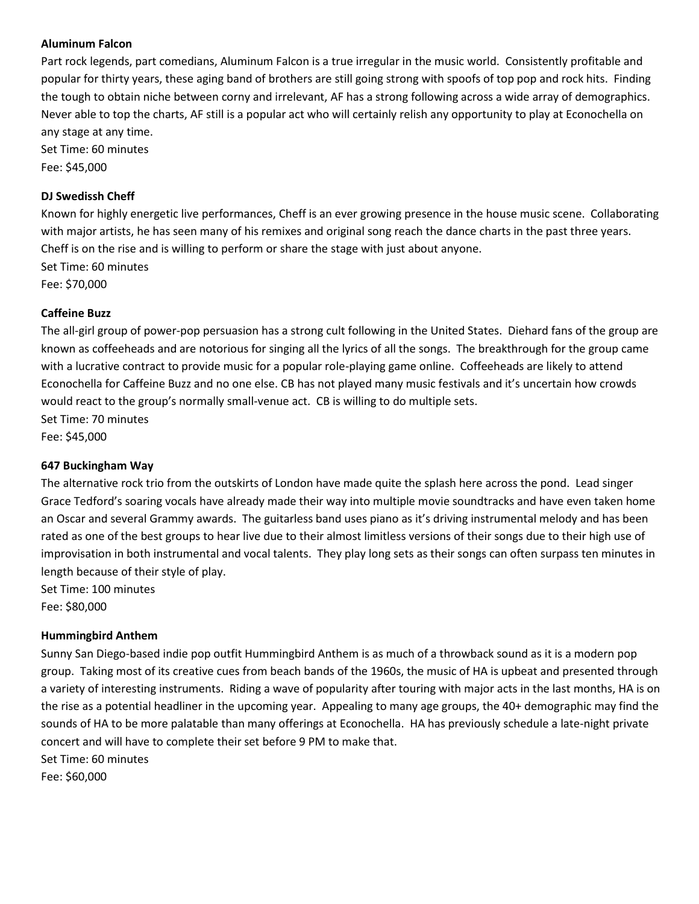**Aluminum Falcon**

Part rock legends, part comedians, Aluminum Falcon is a true irregular in the music world. Consistently profitable and popular for thirty years, these aging band of brothers are still going strong with spoofs of top pop and rock hits. Finding the tough to obtain niche between corny and irrelevant, AF has a strong following across a wide array of demographics. Never able to top the charts, AF still is a popular act who will certainly relish any opportunity to play at Econochella on any stage at any time.

Set Time: 60 minutes

Fee: $45,000

**DJ Swedissh Cheff**

Known for highly energetic live performances, Cheff is an ever growing presence in the house music scene. Collaborating with major artists, he has seen many of his remixes and original song reach the dance charts in the past three years. Cheff is on the rise and is willing to perform or share the stage with just about anyone.

Set Time: 60 minutes

Fee: $70,000

**Caffeine Buzz**

The all-girl group of power-pop persuasion has a strong cult following in the United States. Diehard fans of the group are known as coffeeheads and are notorious for singing all the lyrics of all the songs. The breakthrough for the group came with a lucrative contract to provide music for a popular role-playing game online. Coffeeheads are likely to attend Econochella for Caffeine Buzz and no one else. CB has not played many music festivals and it's uncertain how crowds would react to the group's normally small-venue act. CB is willing to do multiple sets.

Set Time: 70 minutes

Fee: $45,000

**647 Buckingham Way**

The alternative rock trio from the outskirts of London have made quite the splash here across the pond. Lead singer Grace Tedford's soaring vocals have already made their way into multiple movie soundtracks and have even taken home an Oscar and several Grammy awards. The guitarless band uses piano as it's driving instrumental melody and has been rated as one of the best groups to hear live due to their almost limitless versions of their songs due to their high use of improvisation in both instrumental and vocal talents. They play long sets as their songs can often surpass ten minutes in length because of their style of play.

Set Time: 100 minutes

Fee: $80,000

**Hummingbird Anthem**

Sunny San Diego-based indie pop outfit Hummingbird Anthem is as much of a throwback sound as it is a modern pop group. Taking most of its creative cues from beach bands of the 1960s, the music of HA is upbeat and presented through a variety of interesting instruments. Riding a wave of popularity after touring with major acts in the last months, HA is on the rise as a potential headliner in the upcoming year. Appealing to many age groups, the 40+ demographic may find the sounds of HA to be more palatable than many offerings at Econochella. HA has previously schedule a late-night private concert and will have to complete their set before 9 PM to make that.

Set Time: 60 minutes

Fee: $60,000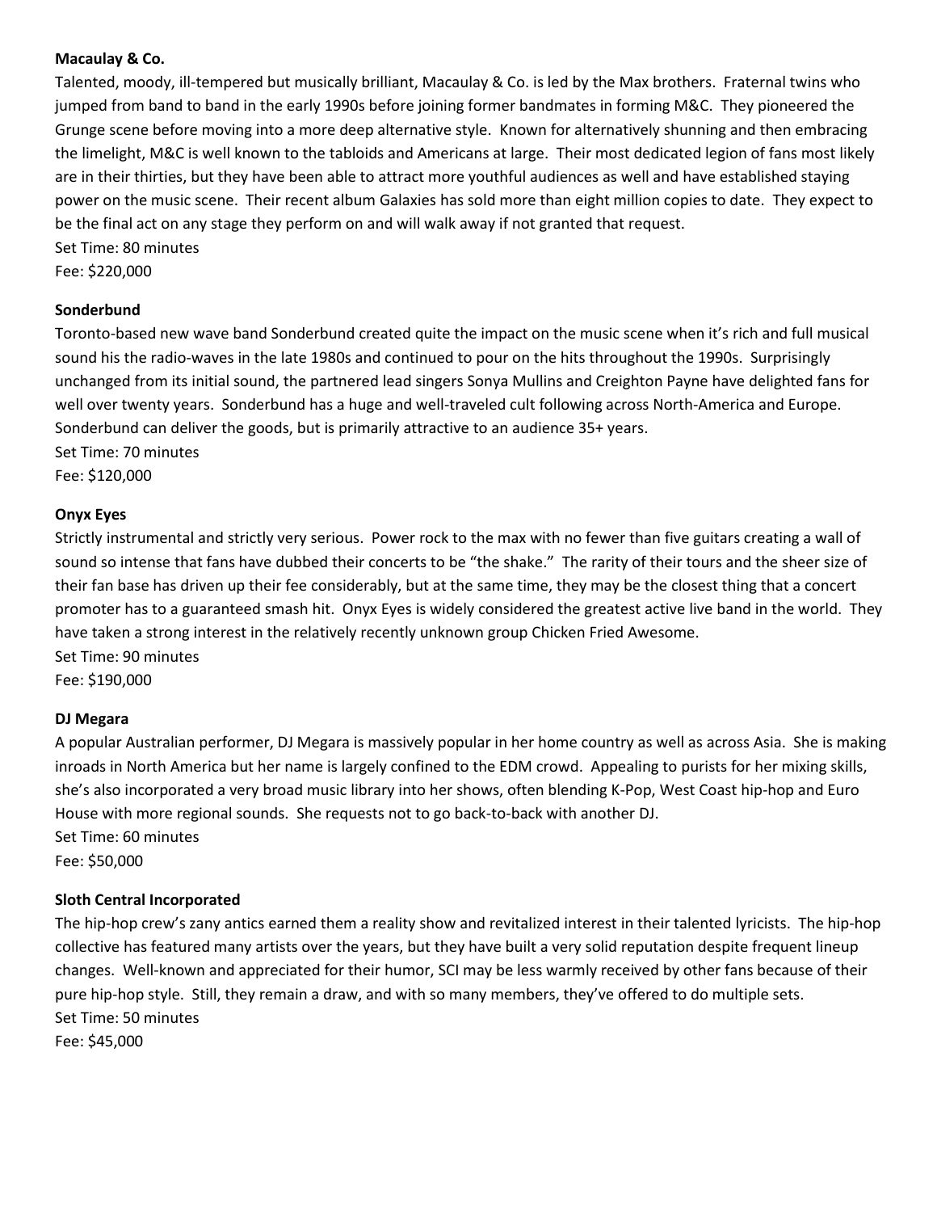**Macaulay & Co.**

Talented, moody, ill-tempered but musically brilliant, Macaulay & Co. is led by the Max brothers. Fraternal twins who jumped from band to band in the early 1990s before joining former bandmates in forming M&C. They pioneered the Grunge scene before moving into a more deep alternative style. Known for alternatively shunning and then embracing the limelight, M&C is well known to the tabloids and Americans at large. Their most dedicated legion of fans most likely are in their thirties, but they have been able to attract more youthful audiences as well and have established staying power on the music scene. Their recent album Galaxies has sold more than eight million copies to date. They expect to be the final act on any stage they perform on and will walk away if not granted that request.

Set Time: 80 minutes

Fee: $220,000

**Sonderbund**

Toronto-based new wave band Sonderbund created quite the impact on the music scene when it's rich and full musical sound his the radio-waves in the late 1980s and continued to pour on the hits throughout the 1990s. Surprisingly unchanged from its initial sound, the partnered lead singers Sonya Mullins and Creighton Payne have delighted fans for well over twenty years. Sonderbund has a huge and well-traveled cult following across North-America and Europe. Sonderbund can deliver the goods, but is primarily attractive to an audience 35+ years.

Set Time: 70 minutes

Fee: $120,000

**Onyx Eyes**

Strictly instrumental and strictly very serious. Power rock to the max with no fewer than five guitars creating a wall of sound so intense that fans have dubbed their concerts to be "the shake." The rarity of their tours and the sheer size of their fan base has driven up their fee considerably, but at the same time, they may be the closest thing that a concert promoter has to a guaranteed smash hit. Onyx Eyes is widely considered the greatest active live band in the world. They have taken a strong interest in the relatively recently unknown group Chicken Fried Awesome.

Set Time: 90 minutes

Fee: $190,000

**DJ Megara**

A popular Australian performer, DJ Megara is massively popular in her home country as well as across Asia. She is making inroads in North America but her name is largely confined to the EDM crowd. Appealing to purists for her mixing skills, she's also incorporated a very broad music library into her shows, often blending K-Pop, West Coast hip-hop and Euro House with more regional sounds. She requests not to go back-to-back with another DJ.

Set Time: 60 minutes

Fee: $50,000

**Sloth Central Incorporated**

The hip-hop crew's zany antics earned them a reality show and revitalized interest in their talented lyricists. The hip-hop collective has featured many artists over the years, but they have built a very solid reputation despite frequent lineup changes. Well-known and appreciated for their humor, SCI may be less warmly received by other fans because of their pure hip-hop style. Still, they remain a draw, and with so many members, they've offered to do multiple sets.

Set Time: 50 minutes

Fee: $45,000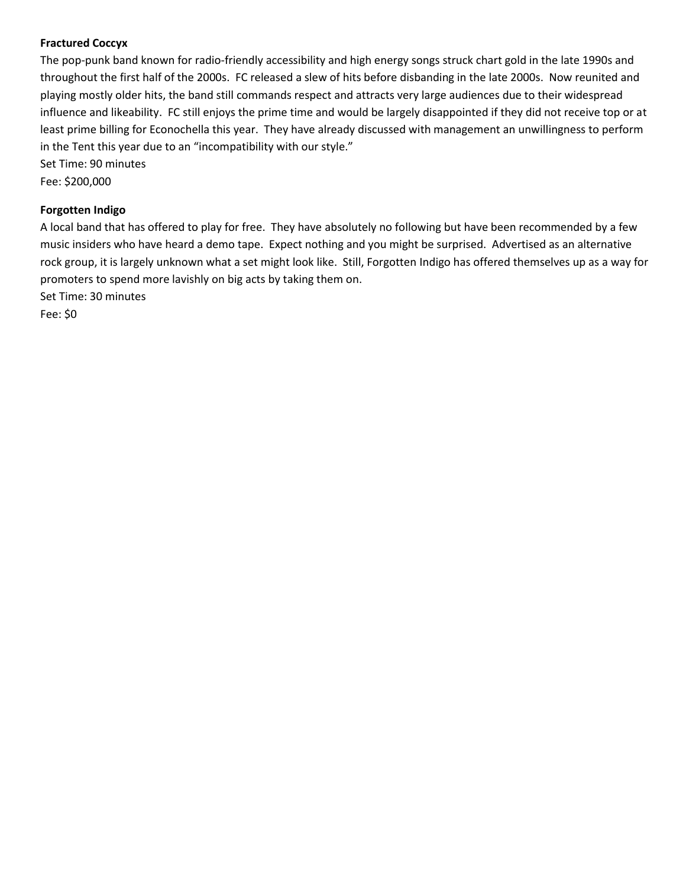**Fractured Coccyx**

The pop-punk band known for radio-friendly accessibility and high energy songs struck chart gold in the late 1990s and throughout the first half of the 2000s. FC released a slew of hits before disbanding in the late 2000s. Now reunited and playing mostly older hits, the band still commands respect and attracts very large audiences due to their widespread influence and likeability. FC still enjoys the prime time and would be largely disappointed if they did not receive top or at least prime billing for Econochella this year. They have already discussed with management an unwillingness to perform in the Tent this year due to an "incompatibility with our style."

Set Time: 90 minutes

Fee: $200,000

**Forgotten Indigo**

A local band that has offered to play for free. They have absolutely no following but have been recommended by a few music insiders who have heard a demo tape. Expect nothing and you might be surprised. Advertised as an alternative rock group, it is largely unknown what a set might look like. Still, Forgotten Indigo has offered themselves up as a way for promoters to spend more lavishly on big acts by taking them on.

Set Time: 30 minutes

Fee: $0